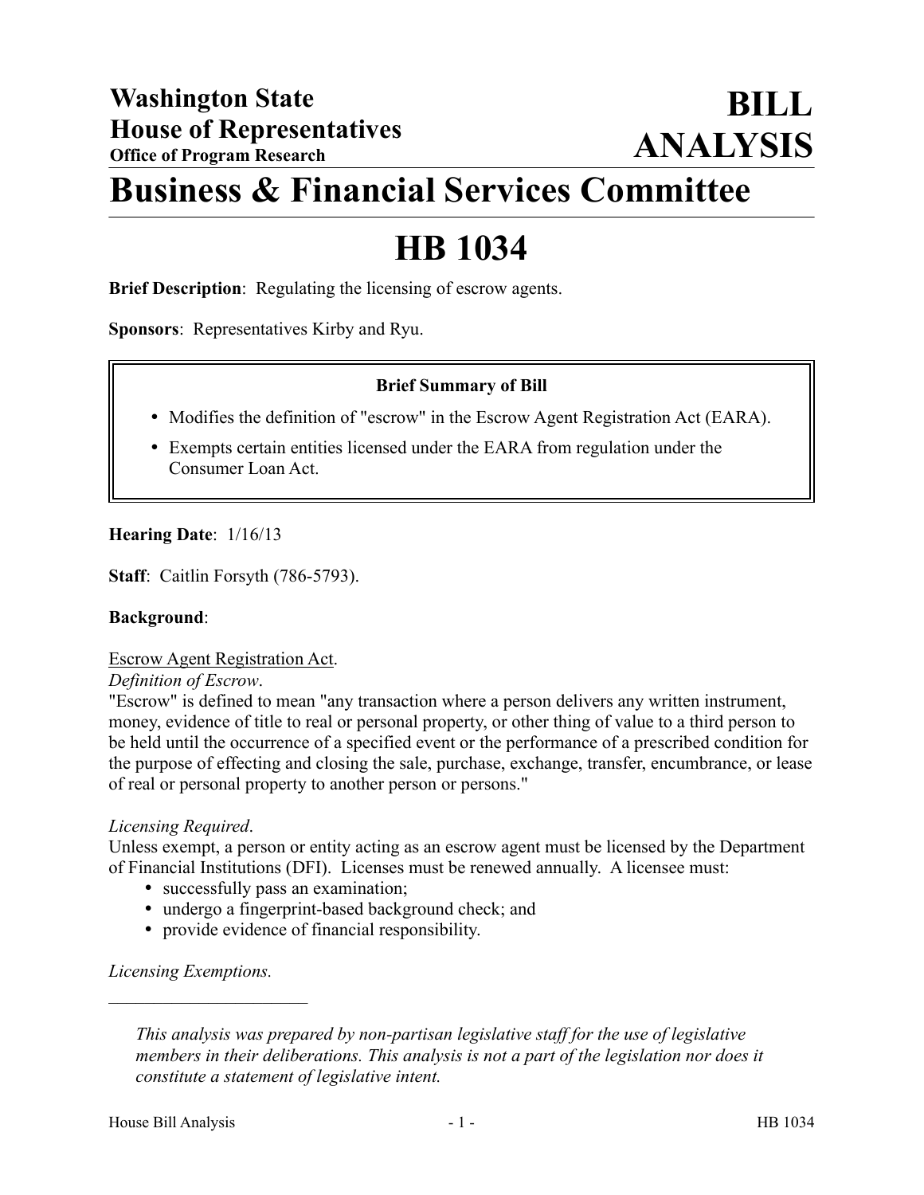**Washington State House of Representatives**
**Office of Program Research**

# BILL ANALYSIS

# Business & Financial Services Committee

# HB 1034

**Brief Description**: Regulating the licensing of escrow agents.

**Sponsors**: Representatives Kirby and Ryu.

**Brief Summary of Bill**

- Modifies the definition of "escrow" in the Escrow Agent Registration Act (EARA).
- Exempts certain entities licensed under the EARA from regulation under the Consumer Loan Act.

**Hearing Date**: 1/16/13

**Staff**: Caitlin Forsyth (786-5793).

**Background**:

Escrow Agent Registration Act.

*Definition of Escrow*.

"Escrow" is defined to mean "any transaction where a person delivers any written instrument, money, evidence of title to real or personal property, or other thing of value to a third person to be held until the occurrence of a specified event or the performance of a prescribed condition for the purpose of effecting and closing the sale, purchase, exchange, transfer, encumbrance, or lease of real or personal property to another person or persons."

*Licensing Required*.

Unless exempt, a person or entity acting as an escrow agent must be licensed by the Department of Financial Institutions (DFI). Licenses must be renewed annually. A licensee must:

- successfully pass an examination;
- undergo a fingerprint-based background check; and
- provide evidence of financial responsibility.

*Licensing Exemptions.*

---

*This analysis was prepared by non-partisan legislative staff for the use of legislative members in their deliberations. This analysis is not a part of the legislation nor does it constitute a statement of legislative intent.*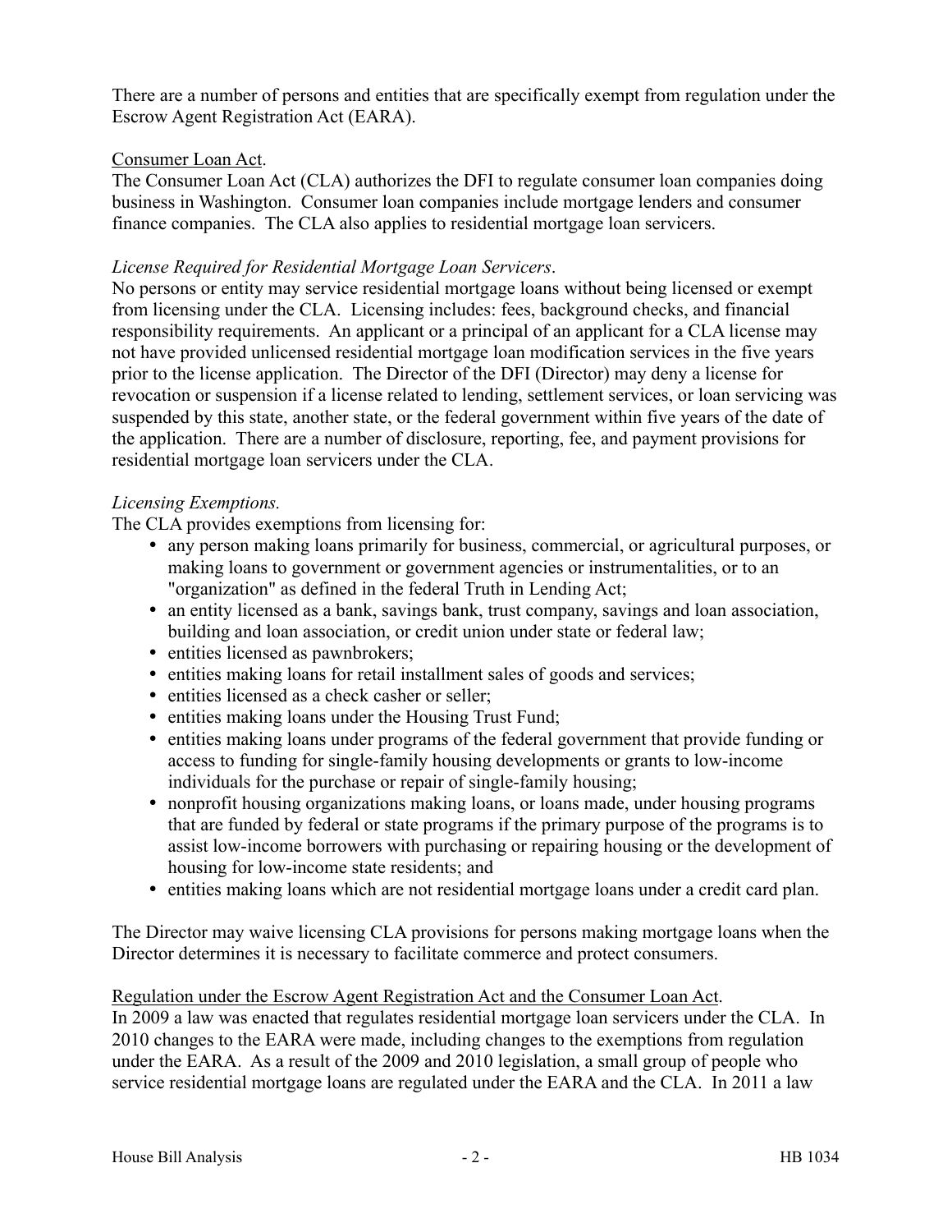There are a number of persons and entities that are specifically exempt from regulation under the Escrow Agent Registration Act (EARA).

Consumer Loan Act.

The Consumer Loan Act (CLA) authorizes the DFI to regulate consumer loan companies doing business in Washington. Consumer loan companies include mortgage lenders and consumer finance companies. The CLA also applies to residential mortgage loan servicers.

*License Required for Residential Mortgage Loan Servicers*.

No persons or entity may service residential mortgage loans without being licensed or exempt from licensing under the CLA. Licensing includes: fees, background checks, and financial responsibility requirements. An applicant or a principal of an applicant for a CLA license may not have provided unlicensed residential mortgage loan modification services in the five years prior to the license application. The Director of the DFI (Director) may deny a license for revocation or suspension if a license related to lending, settlement services, or loan servicing was suspended by this state, another state, or the federal government within five years of the date of the application. There are a number of disclosure, reporting, fee, and payment provisions for residential mortgage loan servicers under the CLA.

*Licensing Exemptions.*

The CLA provides exemptions from licensing for:

- any person making loans primarily for business, commercial, or agricultural purposes, or making loans to government or government agencies or instrumentalities, or to an "organization" as defined in the federal Truth in Lending Act;
- an entity licensed as a bank, savings bank, trust company, savings and loan association, building and loan association, or credit union under state or federal law;
- entities licensed as pawnbrokers;
- entities making loans for retail installment sales of goods and services;
- entities licensed as a check casher or seller;
- entities making loans under the Housing Trust Fund;
- entities making loans under programs of the federal government that provide funding or access to funding for single-family housing developments or grants to low-income individuals for the purchase or repair of single-family housing;
- nonprofit housing organizations making loans, or loans made, under housing programs that are funded by federal or state programs if the primary purpose of the programs is to assist low-income borrowers with purchasing or repairing housing or the development of housing for low-income state residents; and
- entities making loans which are not residential mortgage loans under a credit card plan.

The Director may waive licensing CLA provisions for persons making mortgage loans when the Director determines it is necessary to facilitate commerce and protect consumers.

Regulation under the Escrow Agent Registration Act and the Consumer Loan Act.

In 2009 a law was enacted that regulates residential mortgage loan servicers under the CLA. In 2010 changes to the EARA were made, including changes to the exemptions from regulation under the EARA. As a result of the 2009 and 2010 legislation, a small group of people who service residential mortgage loans are regulated under the EARA and the CLA. In 2011 a law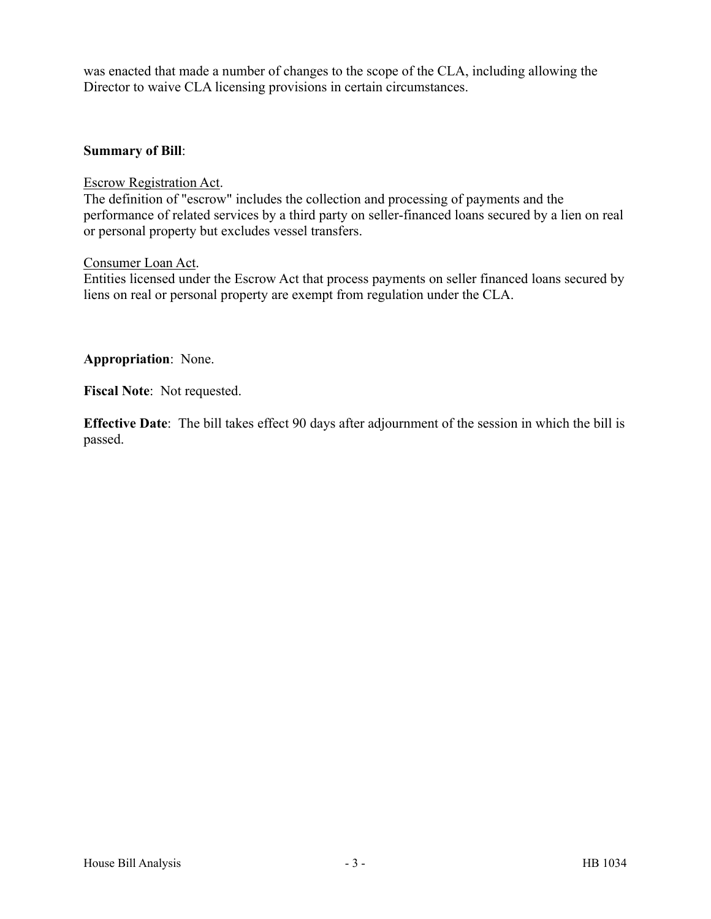was enacted that made a number of changes to the scope of the CLA, including allowing the Director to waive CLA licensing provisions in certain circumstances.

**Summary of Bill**:

Escrow Registration Act.
The definition of "escrow" includes the collection and processing of payments and the performance of related services by a third party on seller-financed loans secured by a lien on real or personal property but excludes vessel transfers.

Consumer Loan Act.
Entities licensed under the Escrow Act that process payments on seller financed loans secured by liens on real or personal property are exempt from regulation under the CLA.

**Appropriation**: None.

**Fiscal Note**: Not requested.

**Effective Date**: The bill takes effect 90 days after adjournment of the session in which the bill is passed.